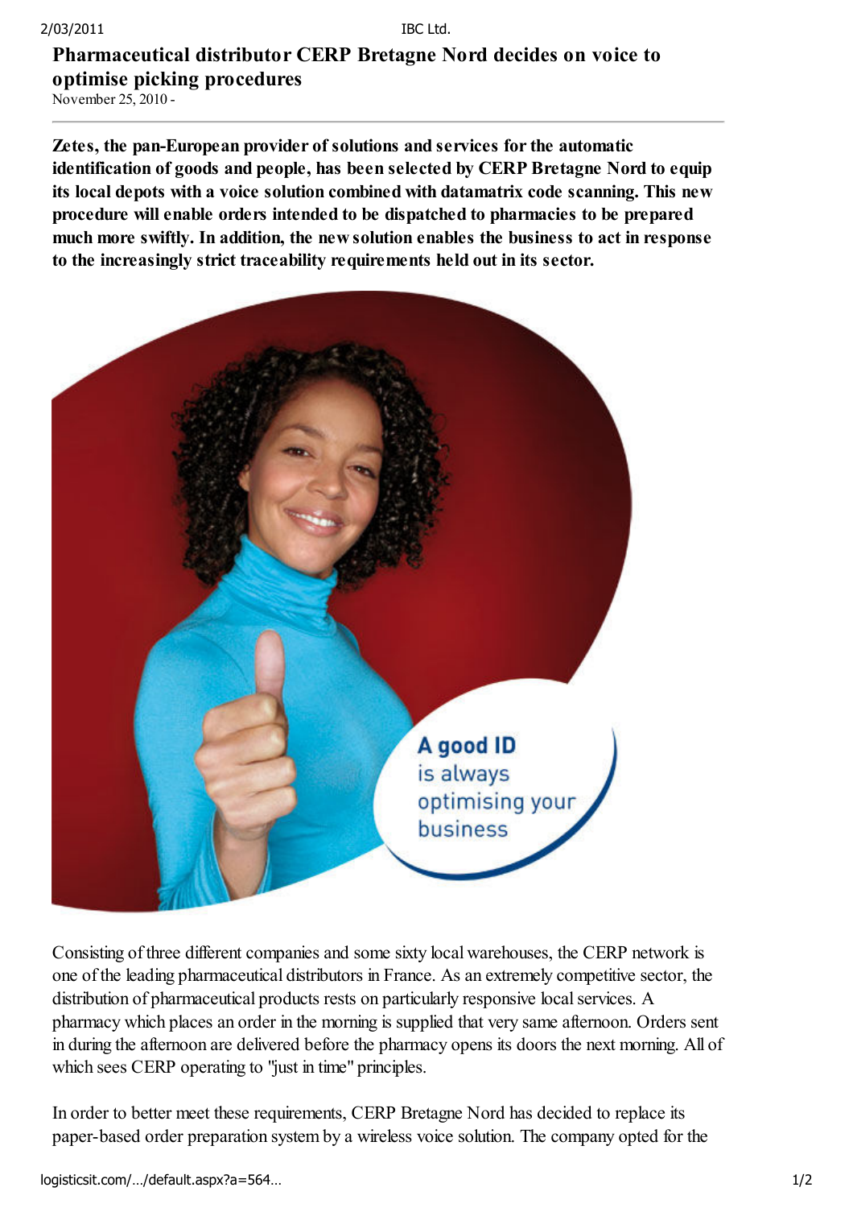# Pharmaceutical distributor CERP Bretagne Nord decides on voice to optimise picking procedures

November 25, 2010 -

**Zetes, the pan-European provider of solutions and services for the automatic identification of goods and people, has been selected by CERP Bretagne Nord to equip its local depots with a voice solution combined with datamatrix code scanning. This new procedure will enable orders intended to be dispatched to pharmacies to be prepared much more swiftly. In addition, the new solution enables the business to act in response to the increasingly strict traceability requirements held out in its sector.**

Consisting of three different companies and some sixty local warehouses, the CERP network is one of the leading pharmaceutical distributors in France. As an extremely competitive sector, the distribution of pharmaceutical products rests on particularly responsive local services. A pharmacy which places an order in the morning is supplied that very same afternoon. Orders sent in during the afternoon are delivered before the pharmacy opens its doors the next morning. All of which sees CERP operating to "just in time" principles.

In order to better meet these requirements, CERP Bretagne Nord has decided to replace its paper-based order preparation system by a wireless voice solution. The company opted for the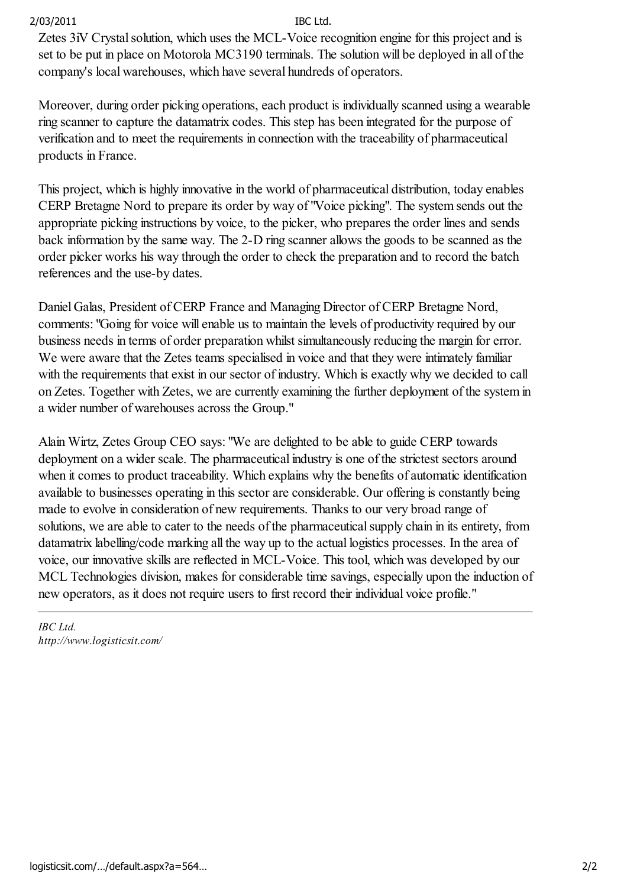Zetes 3iV Crystal solution, which uses the MCL-Voice recognition engine for this project and is set to be put in place on Motorola MC3190 terminals. The solution will be deployed in all of the company's local warehouses, which have several hundreds of operators.

Moreover, during order picking operations, each product is individually scanned using a wearable ring scanner to capture the datamatrix codes. This step has been integrated for the purpose of verification and to meet the requirements in connection with the traceability of pharmaceutical products in France.

This project, which is highly innovative in the world of pharmaceutical distribution, today enables CERP Bretagne Nord to prepare its order by way of "Voice picking". The system sends out the appropriate picking instructions by voice, to the picker, who prepares the order lines and sends back information by the same way. The 2-D ring scanner allows the goods to be scanned as the order picker works his way through the order to check the preparation and to record the batch references and the use-by dates.

Daniel Galas, President of CERP France and Managing Director of CERP Bretagne Nord, comments: "Going for voice will enable us to maintain the levels of productivity required by our business needs in terms of order preparation whilst simultaneously reducing the margin for error. We were aware that the Zetes teams specialised in voice and that they were intimately familiar with the requirements that exist in our sector of industry. Which is exactly why we decided to call on Zetes. Together with Zetes, we are currently examining the further deployment of the system in a wider number of warehouses across the Group."

Alain Wirtz, Zetes Group CEO says: "We are delighted to be able to guide CERP towards deployment on a wider scale. The pharmaceutical industry is one of the strictest sectors around when it comes to product traceability. Which explains why the benefits of automatic identification available to businesses operating in this sector are considerable. Our offering is constantly being made to evolve in consideration of new requirements. Thanks to our very broad range of solutions, we are able to cater to the needs of the pharmaceutical supply chain in its entirety, from datamatrix labelling/code marking all the way up to the actual logistics processes. In the area of voice, our innovative skills are reflected in MCL-Voice. This tool, which was developed by our MCL Technologies division, makes for considerable time savings, especially upon the induction of new operators, as it does not require users to first record their individual voice profile."

---

*IBC Ltd.*
*http://www.logisticsit.com/*